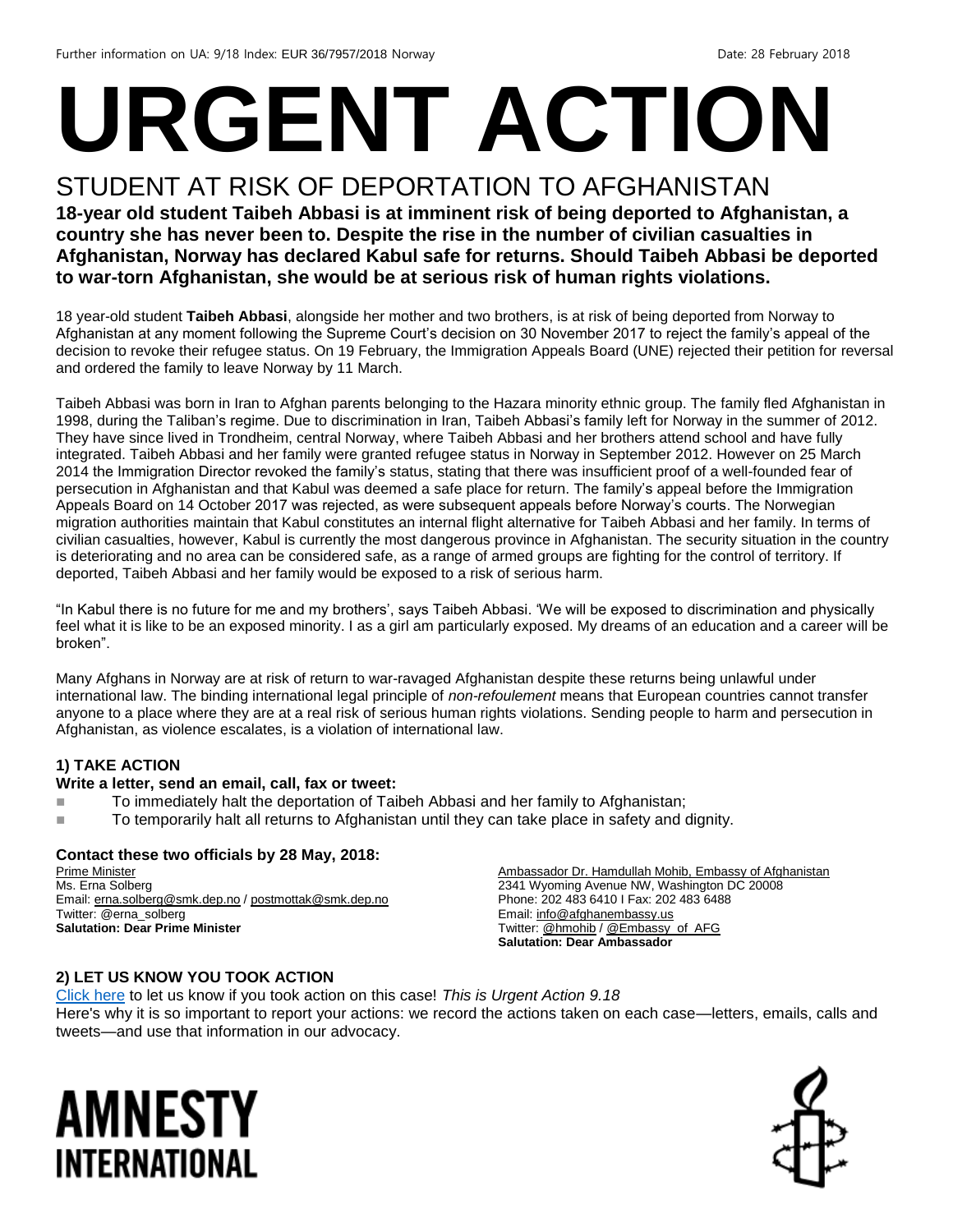Further information on UA: 9/18 Index: EUR 36/7957/2018 Norway Date: 28 February 2018

# URGENT ACTION

## STUDENT AT RISK OF DEPORTATION TO AFGHANISTAN

**18-year old student Taibeh Abbasi is at imminent risk of being deported to Afghanistan, a country she has never been to. Despite the rise in the number of civilian casualties in Afghanistan, Norway has declared Kabul safe for returns. Should Taibeh Abbasi be deported to war-torn Afghanistan, she would be at serious risk of human rights violations.**

18 year-old student **Taibeh Abbasi**, alongside her mother and two brothers, is at risk of being deported from Norway to Afghanistan at any moment following the Supreme Court's decision on 30 November 2017 to reject the family's appeal of the decision to revoke their refugee status. On 19 February, the Immigration Appeals Board (UNE) rejected their petition for reversal and ordered the family to leave Norway by 11 March.

Taibeh Abbasi was born in Iran to Afghan parents belonging to the Hazara minority ethnic group. The family fled Afghanistan in 1998, during the Taliban's regime. Due to discrimination in Iran, Taibeh Abbasi's family left for Norway in the summer of 2012. They have since lived in Trondheim, central Norway, where Taibeh Abbasi and her brothers attend school and have fully integrated. Taibeh Abbasi and her family were granted refugee status in Norway in September 2012. However on 25 March 2014 the Immigration Director revoked the family's status, stating that there was insufficient proof of a well-founded fear of persecution in Afghanistan and that Kabul was deemed a safe place for return. The family's appeal before the Immigration Appeals Board on 14 October 2017 was rejected, as were subsequent appeals before Norway's courts. The Norwegian migration authorities maintain that Kabul constitutes an internal flight alternative for Taibeh Abbasi and her family. In terms of civilian casualties, however, Kabul is currently the most dangerous province in Afghanistan. The security situation in the country is deteriorating and no area can be considered safe, as a range of armed groups are fighting for the control of territory. If deported, Taibeh Abbasi and her family would be exposed to a risk of serious harm.

"In Kabul there is no future for me and my brothers', says Taibeh Abbasi. 'We will be exposed to discrimination and physically feel what it is like to be an exposed minority. I as a girl am particularly exposed. My dreams of an education and a career will be broken".

Many Afghans in Norway are at risk of return to war-ravaged Afghanistan despite these returns being unlawful under international law. The binding international legal principle of *non-refoulement* means that European countries cannot transfer anyone to a place where they are at a real risk of serious human rights violations. Sending people to harm and persecution in Afghanistan, as violence escalates, is a violation of international law.

### 1) TAKE ACTION

**Write a letter, send an email, call, fax or tweet:**

- To immediately halt the deportation of Taibeh Abbasi and her family to Afghanistan;
- To temporarily halt all returns to Afghanistan until they can take place in safety and dignity.

**Contact these two officials by 28 May, 2018:**

Prime Minister
Ms. Erna Solberg
Email: erna.solberg@smk.dep.no / postmottak@smk.dep.no
Twitter: @erna_solberg
**Salutation: Dear Prime Minister**

Ambassador Dr. Hamdullah Mohib, Embassy of Afghanistan
2341 Wyoming Avenue NW, Washington DC 20008
Phone: 202 483 6410 I Fax: 202 483 6488
Email: info@afghanembassy.us
Twitter: @hmohib / @Embassy_of_AFG
**Salutation: Dear Ambassador**

### 2) LET US KNOW YOU TOOK ACTION

Click here to let us know if you took action on this case! *This is Urgent Action 9.18*
Here's why it is so important to report your actions: we record the actions taken on each case—letters, emails, calls and tweets—and use that information in our advocacy.

AMNESTY INTERNATIONAL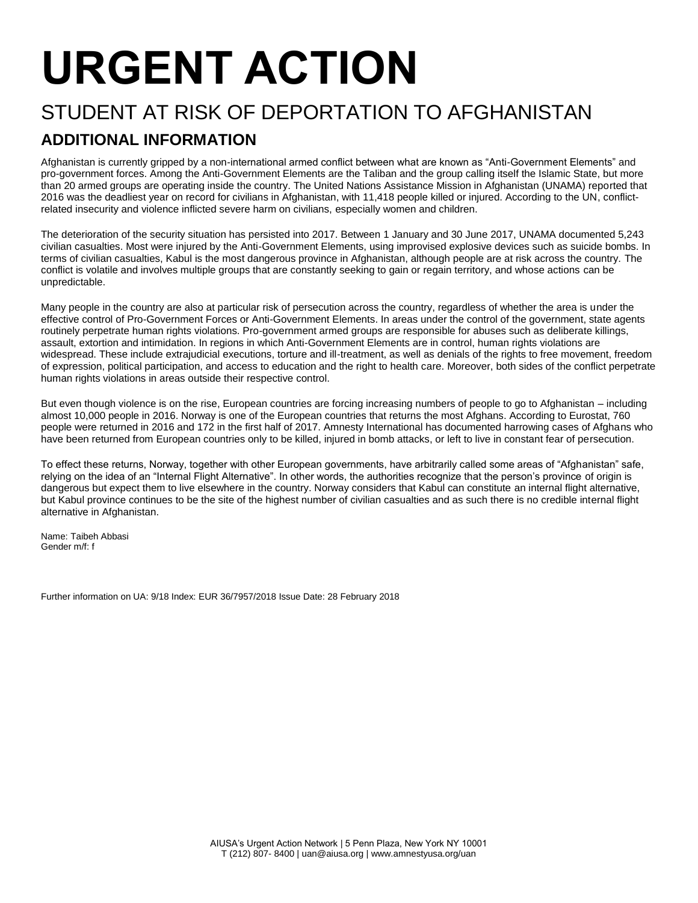# URGENT ACTION

## STUDENT AT RISK OF DEPORTATION TO AFGHANISTAN

### ADDITIONAL INFORMATION

Afghanistan is currently gripped by a non-international armed conflict between what are known as "Anti-Government Elements" and pro-government forces. Among the Anti-Government Elements are the Taliban and the group calling itself the Islamic State, but more than 20 armed groups are operating inside the country. The United Nations Assistance Mission in Afghanistan (UNAMA) reported that 2016 was the deadliest year on record for civilians in Afghanistan, with 11,418 people killed or injured. According to the UN, conflict-related insecurity and violence inflicted severe harm on civilians, especially women and children.

The deterioration of the security situation has persisted into 2017. Between 1 January and 30 June 2017, UNAMA documented 5,243 civilian casualties. Most were injured by the Anti-Government Elements, using improvised explosive devices such as suicide bombs. In terms of civilian casualties, Kabul is the most dangerous province in Afghanistan, although people are at risk across the country. The conflict is volatile and involves multiple groups that are constantly seeking to gain or regain territory, and whose actions can be unpredictable.

Many people in the country are also at particular risk of persecution across the country, regardless of whether the area is under the effective control of Pro-Government Forces or Anti-Government Elements. In areas under the control of the government, state agents routinely perpetrate human rights violations. Pro-government armed groups are responsible for abuses such as deliberate killings, assault, extortion and intimidation. In regions in which Anti-Government Elements are in control, human rights violations are widespread. These include extrajudicial executions, torture and ill-treatment, as well as denials of the rights to free movement, freedom of expression, political participation, and access to education and the right to health care. Moreover, both sides of the conflict perpetrate human rights violations in areas outside their respective control.

But even though violence is on the rise, European countries are forcing increasing numbers of people to go to Afghanistan – including almost 10,000 people in 2016. Norway is one of the European countries that returns the most Afghans. According to Eurostat, 760 people were returned in 2016 and 172 in the first half of 2017. Amnesty International has documented harrowing cases of Afghans who have been returned from European countries only to be killed, injured in bomb attacks, or left to live in constant fear of persecution.

To effect these returns, Norway, together with other European governments, have arbitrarily called some areas of "Afghanistan" safe, relying on the idea of an "Internal Flight Alternative". In other words, the authorities recognize that the person's province of origin is dangerous but expect them to live elsewhere in the country. Norway considers that Kabul can constitute an internal flight alternative, but Kabul province continues to be the site of the highest number of civilian casualties and as such there is no credible internal flight alternative in Afghanistan.

Name: Taibeh Abbasi
Gender m/f: f

Further information on UA: 9/18 Index: EUR 36/7957/2018 Issue Date: 28 February 2018

AIUSA's Urgent Action Network | 5 Penn Plaza, New York NY 10001
T (212) 807- 8400 | uan@aiusa.org | www.amnestyusa.org/uan